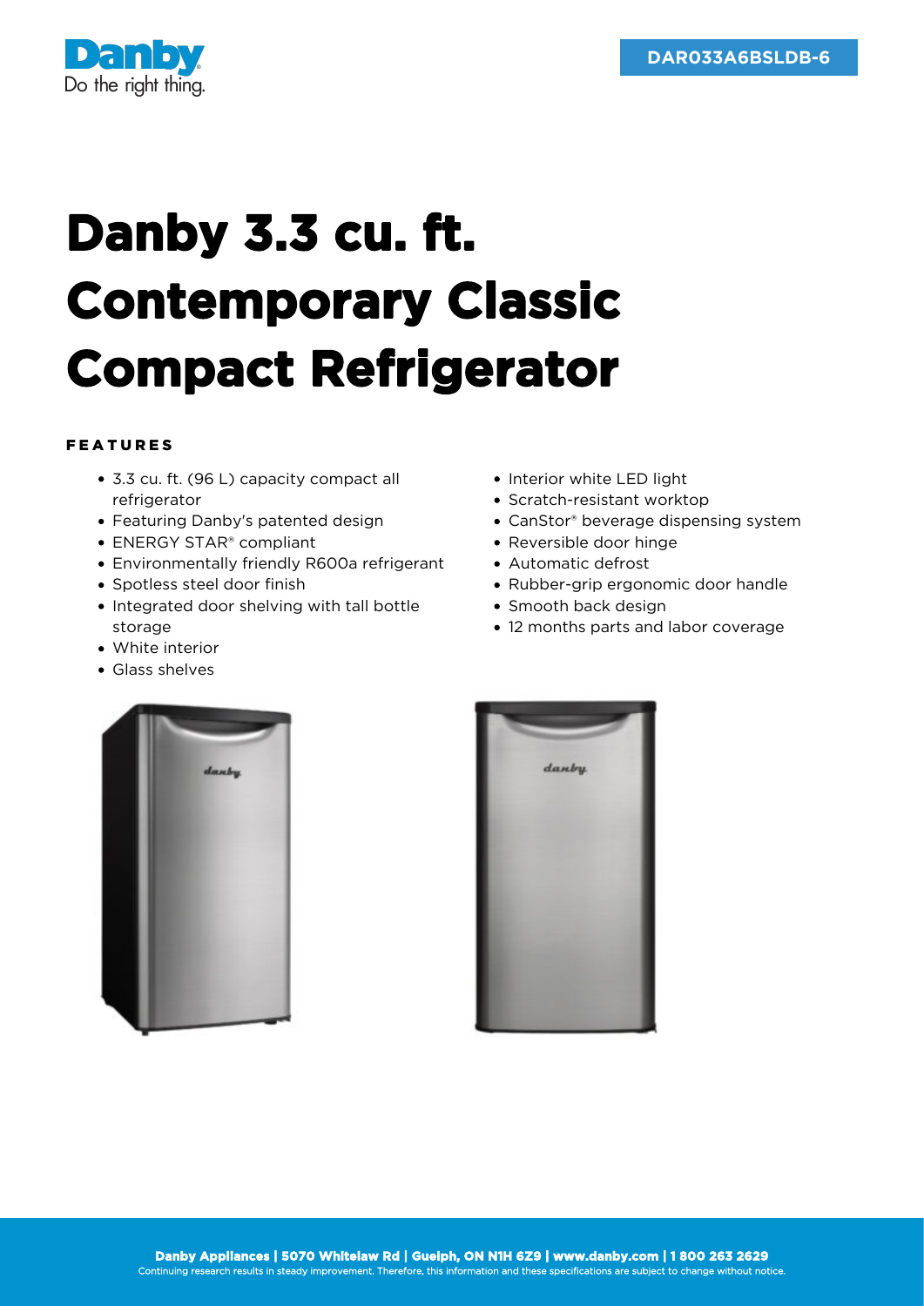Danby
Do the right thing.

DAR033A6BSLDB-6

# Danby 3.3 cu. ft. Contemporary Classic Compact Refrigerator

## FEATURES

- 3.3 cu. ft. (96 L) capacity compact all refrigerator
- Featuring Danby's patented design
- ENERGY STAR® compliant
- Environmentally friendly R600a refrigerant
- Spotless steel door finish
- Integrated door shelving with tall bottle storage
- White interior
- Glass shelves
- Interior white LED light
- Scratch-resistant worktop
- CanStor® beverage dispensing system
- Reversible door hinge
- Automatic defrost
- Rubber-grip ergonomic door handle
- Smooth back design
- 12 months parts and labor coverage

**Danby Appliances | 5070 Whitelaw Rd | Guelph, ON N1H 6Z9 | www.danby.com | 1 800 263 2629**
Continuing research results in steady improvement. Therefore, this information and these specifications are subject to change without notice.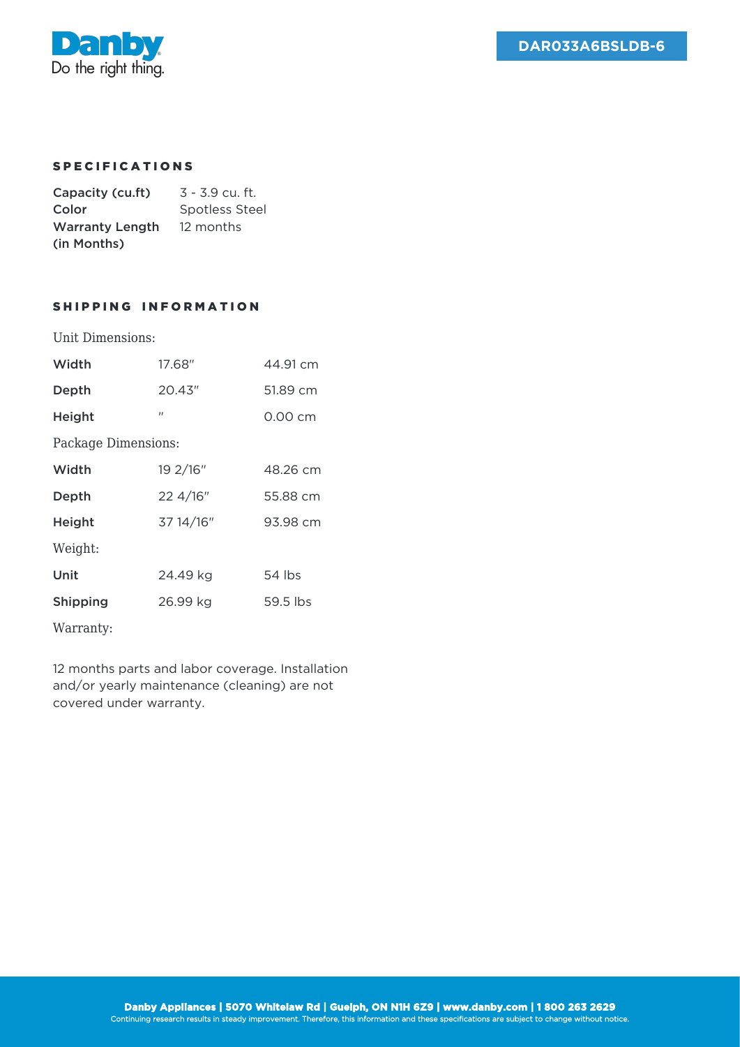DAR033A6BSLDB-6

## SPECIFICATIONS

| | |
|---|---|
| **Capacity (cu.ft)** | 3 - 3.9 cu. ft. |
| **Color** | Spotless Steel |
| **Warranty Length (in Months)** | 12 months |

## SHIPPING INFORMATION

Unit Dimensions:

| | | |
|---|---|---|
| **Width** | 17.68" | 44.91 cm |
| **Depth** | 20.43" | 51.89 cm |
| **Height** | " | 0.00 cm |

Package Dimensions:

| | | |
|---|---|---|
| **Width** | 19 2/16" | 48.26 cm |
| **Depth** | 22 4/16" | 55.88 cm |
| **Height** | 37 14/16" | 93.98 cm |

Weight:

| | | |
|---|---|---|
| **Unit** | 24.49 kg | 54 lbs |
| **Shipping** | 26.99 kg | 59.5 lbs |

Warranty:

12 months parts and labor coverage. Installation and/or yearly maintenance (cleaning) are not covered under warranty.

**Danby Appliances | 5070 Whitelaw Rd | Guelph, ON N1H 6Z9 | www.danby.com | 1 800 263 2629**
Continuing research results in steady improvement. Therefore, this information and these specifications are subject to change without notice.